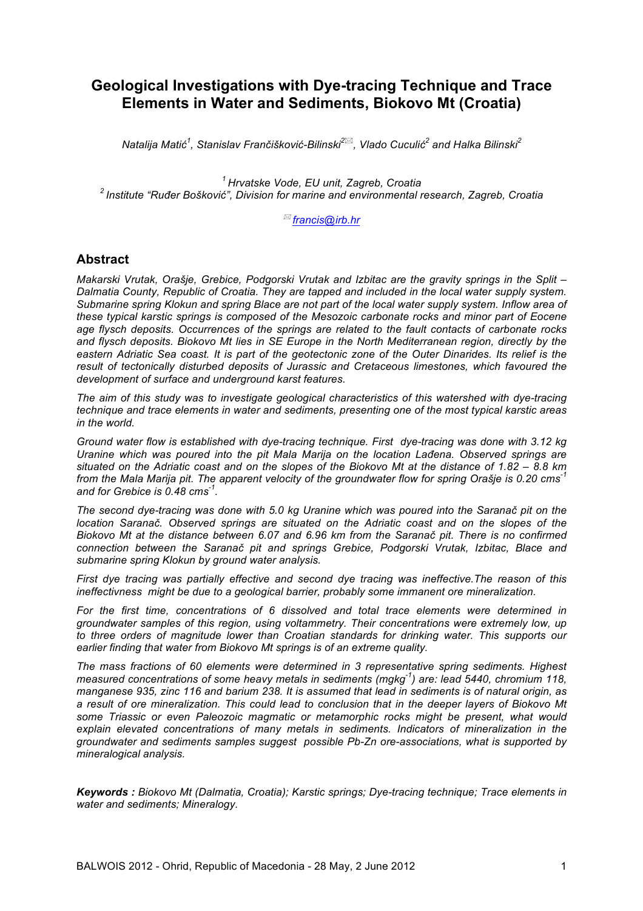# Geological Investigations with Dye-tracing Technique and Trace Elements in Water and Sediments, Biokovo Mt (Croatia)

*Natalija Matić[1], Stanislav Frančišković-Bilinski[2✉], Vlado Cuculić[2] and Halka Bilinski[2]*

[1] Hrvatske Vode, EU unit, Zagreb, Croatia
[2] Institute "Ruđer Bošković", Division for marine and environmental research, Zagreb, Croatia

✉ francis@irb.hr

## Abstract

*Makarski Vrutak, Orašje, Grebice, Podgorski Vrutak and Izbitac are the gravity springs in the Split – Dalmatia County, Republic of Croatia. They are tapped and included in the local water supply system. Submarine spring Klokun and spring Blace are not part of the local water supply system. Inflow area of these typical karstic springs is composed of the Mesozoic carbonate rocks and minor part of Eocene age flysch deposits. Occurrences of the springs are related to the fault contacts of carbonate rocks and flysch deposits. Biokovo Mt lies in SE Europe in the North Mediterranean region, directly by the eastern Adriatic Sea coast. It is part of the geotectonic zone of the Outer Dinarides. Its relief is the result of tectonically disturbed deposits of Jurassic and Cretaceous limestones, which favoured the development of surface and underground karst features.*

*The aim of this study was to investigate geological characteristics of this watershed with dye-tracing technique and trace elements in water and sediments, presenting one of the most typical karstic areas in the world.*

*Ground water flow is established with dye-tracing technique. First dye-tracing was done with 3.12 kg Uranine which was poured into the pit Mala Marija on the location Lađena. Observed springs are situated on the Adriatic coast and on the slopes of the Biokovo Mt at the distance of 1.82 – 8.8 km from the Mala Marija pit. The apparent velocity of the groundwater flow for spring Orašje is 0.20 cms$^{-1}$ and for Grebice is 0.48 cms$^{-1}$.*

*The second dye-tracing was done with 5.0 kg Uranine which was poured into the Saranač pit on the location Saranač. Observed springs are situated on the Adriatic coast and on the slopes of the Biokovo Mt at the distance between 6.07 and 6.96 km from the Saranač pit. There is no confirmed connection between the Saranač pit and springs Grebice, Podgorski Vrutak, Izbitac, Blace and submarine spring Klokun by ground water analysis.*

*First dye tracing was partially effective and second dye tracing was ineffective.The reason of this ineffectivness might be due to a geological barrier, probably some immanent ore mineralization.*

*For the first time, concentrations of 6 dissolved and total trace elements were determined in groundwater samples of this region, using voltammetry. Their concentrations were extremely low, up to three orders of magnitude lower than Croatian standards for drinking water. This supports our earlier finding that water from Biokovo Mt springs is of an extreme quality.*

*The mass fractions of 60 elements were determined in 3 representative spring sediments. Highest measured concentrations of some heavy metals in sediments (mgkg$^{-1}$) are: lead 5440, chromium 118, manganese 935, zinc 116 and barium 238. It is assumed that lead in sediments is of natural origin, as a result of ore mineralization. This could lead to conclusion that in the deeper layers of Biokovo Mt some Triassic or even Paleozoic magmatic or metamorphic rocks might be present, what would explain elevated concentrations of many metals in sediments. Indicators of mineralization in the groundwater and sediments samples suggest possible Pb-Zn ore-associations, what is supported by mineralogical analysis.*

***Keywords :*** *Biokovo Mt (Dalmatia, Croatia); Karstic springs; Dye-tracing technique; Trace elements in water and sediments; Mineralogy.*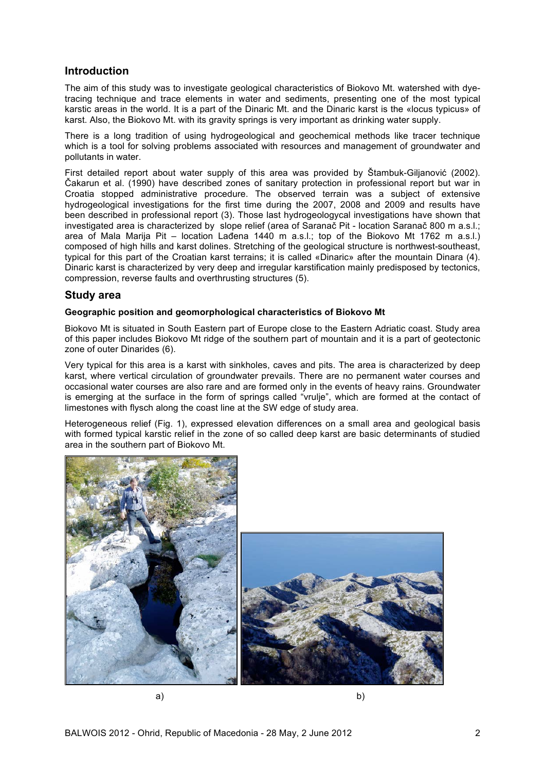## Introduction

The aim of this study was to investigate geological characteristics of Biokovo Mt. watershed with dye-tracing technique and trace elements in water and sediments, presenting one of the most typical karstic areas in the world. It is a part of the Dinaric Mt. and the Dinaric karst is the «locus typicus» of karst. Also, the Biokovo Mt. with its gravity springs is very important as drinking water supply.

There is a long tradition of using hydrogeological and geochemical methods like tracer technique which is a tool for solving problems associated with resources and management of groundwater and pollutants in water.

First detailed report about water supply of this area was provided by Štambuk-Giljanović (2002). Čakarun et al. (1990) have described zones of sanitary protection in professional report but war in Croatia stopped administrative procedure. The observed terrain was a subject of extensive hydrogeological investigations for the first time during the 2007, 2008 and 2009 and results have been described in professional report (3). Those last hydrogeologycal investigations have shown that investigated area is characterized by slope relief (area of Saranač Pit - location Saranač 800 m a.s.l.; area of Mala Marija Pit – location Lađena 1440 m a.s.l.; top of the Biokovo Mt 1762 m a.s.l.) composed of high hills and karst dolines. Stretching of the geological structure is northwest-southeast, typical for this part of the Croatian karst terrains; it is called «Dinaric» after the mountain Dinara (4). Dinaric karst is characterized by very deep and irregular karstification mainly predisposed by tectonics, compression, reverse faults and overthrusting structures (5).

## Study area

### Geographic position and geomorphological characteristics of Biokovo Mt

Biokovo Mt is situated in South Eastern part of Europe close to the Eastern Adriatic coast. Study area of this paper includes Biokovo Mt ridge of the southern part of mountain and it is a part of geotectonic zone of outer Dinarides (6).

Very typical for this area is a karst with sinkholes, caves and pits. The area is characterized by deep karst, where vertical circulation of groundwater prevails. There are no permanent water courses and occasional water courses are also rare and are formed only in the events of heavy rains. Groundwater is emerging at the surface in the form of springs called "vrulje", which are formed at the contact of limestones with flysch along the coast line at the SW edge of study area.

Heterogeneous relief (Fig. 1), expressed elevation differences on a small area and geological basis with formed typical karstic relief in the zone of so called deep karst are basic determinants of studied area in the southern part of Biokovo Mt.

a) b)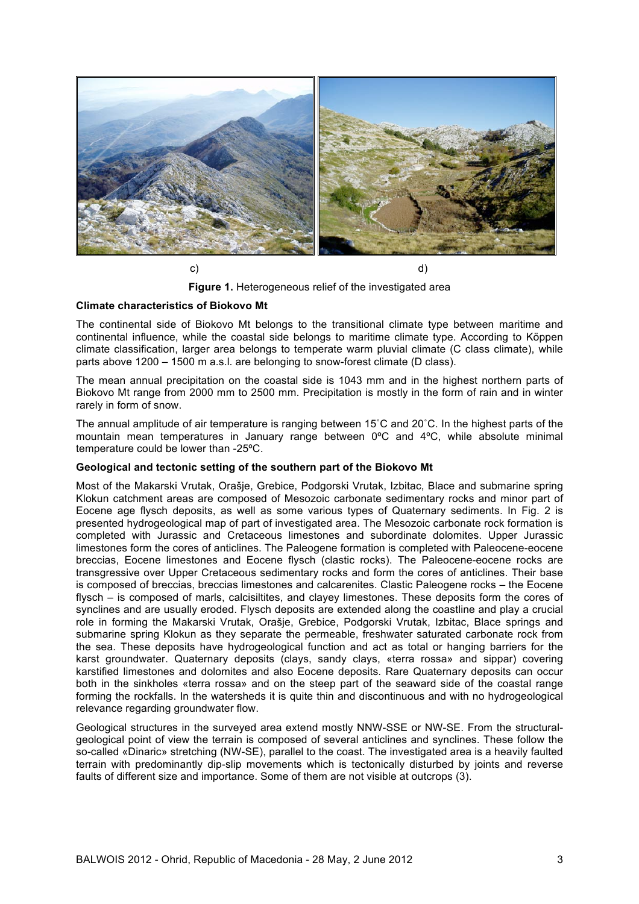c) d)

**Figure 1.** Heterogeneous relief of the investigated area

**Climate characteristics of Biokovo Mt**

The continental side of Biokovo Mt belongs to the transitional climate type between maritime and continental influence, while the coastal side belongs to maritime climate type. According to Köppen climate classification, larger area belongs to temperate warm pluvial climate (C class climate), while parts above 1200 – 1500 m a.s.l. are belonging to snow-forest climate (D class).

The mean annual precipitation on the coastal side is 1043 mm and in the highest northern parts of Biokovo Mt range from 2000 mm to 2500 mm. Precipitation is mostly in the form of rain and in winter rarely in form of snow.

The annual amplitude of air temperature is ranging between 15˚C and 20˚C. In the highest parts of the mountain mean temperatures in January range between 0ºC and 4ºC, while absolute minimal temperature could be lower than -25ºC.

**Geological and tectonic setting of the southern part of the Biokovo Mt**

Most of the Makarski Vrutak, Orašje, Grebice, Podgorski Vrutak, Izbitac, Blace and submarine spring Klokun catchment areas are composed of Mesozoic carbonate sedimentary rocks and minor part of Eocene age flysch deposits, as well as some various types of Quaternary sediments. In Fig. 2 is presented hydrogeological map of part of investigated area. The Mesozoic carbonate rock formation is completed with Jurassic and Cretaceous limestones and subordinate dolomites. Upper Jurassic limestones form the cores of anticlines. The Paleogene formation is completed with Paleocene-eocene breccias, Eocene limestones and Eocene flysch (clastic rocks). The Paleocene-eocene rocks are transgressive over Upper Cretaceous sedimentary rocks and form the cores of anticlines. Their base is composed of breccias, breccias limestones and calcarenites. Clastic Paleogene rocks – the Eocene flysch – is composed of marls, calcisiltites, and clayey limestones. These deposits form the cores of synclines and are usually eroded. Flysch deposits are extended along the coastline and play a crucial role in forming the Makarski Vrutak, Orašje, Grebice, Podgorski Vrutak, Izbitac, Blace springs and submarine spring Klokun as they separate the permeable, freshwater saturated carbonate rock from the sea. These deposits have hydrogeological function and act as total or hanging barriers for the karst groundwater. Quaternary deposits (clays, sandy clays, «terra rossa» and sippar) covering karstified limestones and dolomites and also Eocene deposits. Rare Quaternary deposits can occur both in the sinkholes «terra rossa» and on the steep part of the seaward side of the coastal range forming the rockfalls. In the watersheds it is quite thin and discontinuous and with no hydrogeological relevance regarding groundwater flow.

Geological structures in the surveyed area extend mostly NNW-SSE or NW-SE. From the structural-geological point of view the terrain is composed of several anticlines and synclines. These follow the so-called «Dinaric» stretching (NW-SE), parallel to the coast. The investigated area is a heavily faulted terrain with predominantly dip-slip movements which is tectonically disturbed by joints and reverse faults of different size and importance. Some of them are not visible at outcrops (3).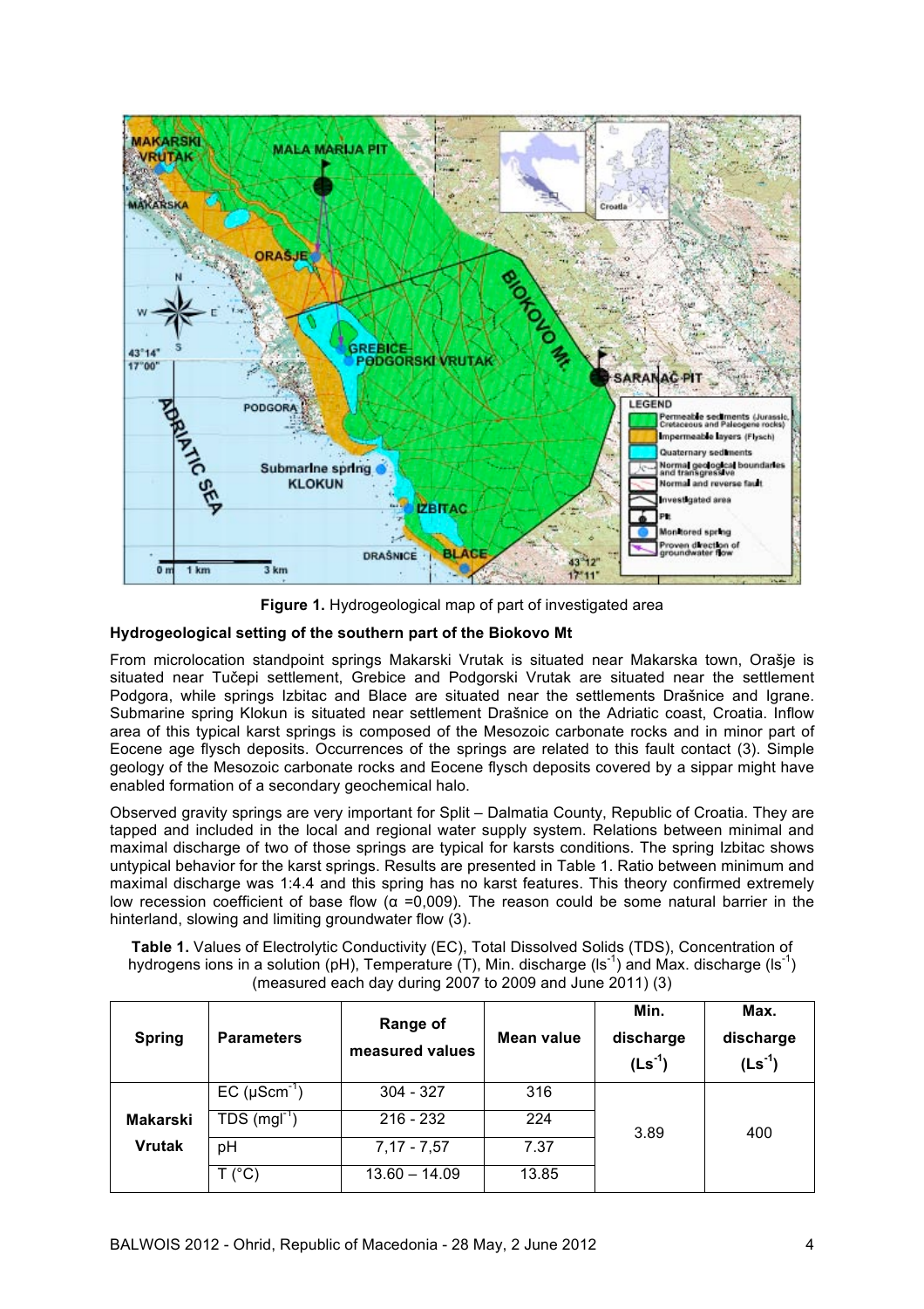**Figure 1.** Hydrogeological map of part of investigated area

#### Hydrogeological setting of the southern part of the Biokovo Mt

From microlocation standpoint springs Makarski Vrutak is situated near Makarska town, Orašje is situated near Tučepi settlement, Grebice and Podgorski Vrutak are situated near the settlement Podgora, while springs Izbitac and Blace are situated near the settlements Drašnice and Igrane. Submarine spring Klokun is situated near settlement Drašnice on the Adriatic coast, Croatia. Inflow area of this typical karst springs is composed of the Mesozoic carbonate rocks and in minor part of Eocene age flysch deposits. Occurrences of the springs are related to this fault contact (3). Simple geology of the Mesozoic carbonate rocks and Eocene flysch deposits covered by a sippar might have enabled formation of a secondary geochemical halo.

Observed gravity springs are very important for Split – Dalmatia County, Republic of Croatia. They are tapped and included in the local and regional water supply system. Relations between minimal and maximal discharge of two of those springs are typical for karsts conditions. The spring Izbitac shows untypical behavior for the karst springs. Results are presented in Table 1. Ratio between minimum and maximal discharge was 1:4.4 and this spring has no karst features. This theory confirmed extremely low recession coefficient of base flow (α =0,009). The reason could be some natural barrier in the hinterland, slowing and limiting groundwater flow (3).

**Table 1.** Values of Electrolytic Conductivity (EC), Total Dissolved Solids (TDS), Concentration of hydrogens ions in a solution (pH), Temperature (T), Min. discharge ($ls^{-1}$) and Max. discharge ($ls^{-1}$) (measured each day during 2007 to 2009 and June 2011) (3)

| Spring | Parameters | Range of measured values | Mean value | Min. discharge ($Ls^{-1}$) | Max. discharge ($Ls^{-1}$) |
|---|---|---|---|---|---|
| **Makarski Vrutak** | EC ($\mu Scm^{-1}$) | 304 - 327 | 316 | 3.89 | 400 |
| | TDS ($mgl^{-1}$) | 216 - 232 | 224 | | |
| | pH | 7,17 - 7,57 | 7.37 | | |
| | T (°C) | 13.60 – 14.09 | 13.85 | | |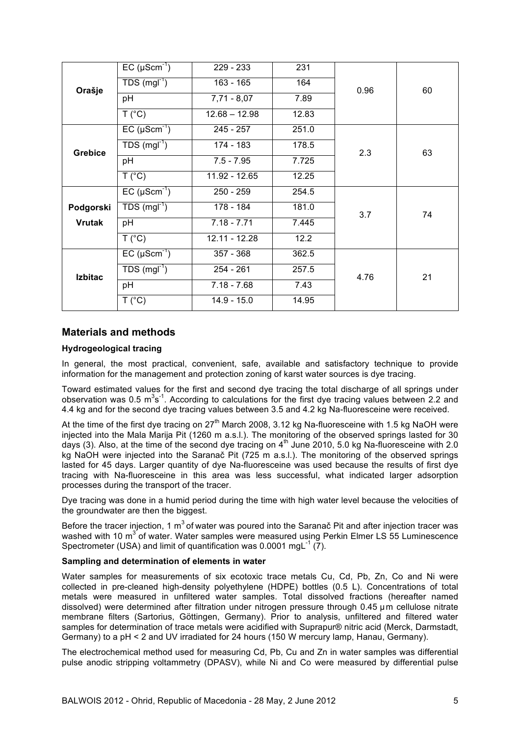| | | | | | |
|---|---|---|---|---|---|
| **Orašje** | EC ($\mu Scm^{-1}$) | 229 - 233 | 231 | 0.96 | 60 |
| | TDS ($mgl^{-1}$) | 163 - 165 | 164 | | |
| | pH | 7,71 - 8,07 | 7.89 | | |
| | T (°C) | 12.68 – 12.98 | 12.83 | | |
| **Grebice** | EC ($\mu Scm^{-1}$) | 245 - 257 | 251.0 | 2.3 | 63 |
| | TDS ($mgl^{-1}$) | 174 - 183 | 178.5 | | |
| | pH | 7.5 - 7.95 | 7.725 | | |
| | T (°C) | 11.92 - 12.65 | 12.25 | | |
| **Podgorski Vrutak** | EC ($\mu Scm^{-1}$) | 250 - 259 | 254.5 | 3.7 | 74 |
| | TDS ($mgl^{-1}$) | 178 - 184 | 181.0 | | |
| | pH | 7.18 - 7.71 | 7.445 | | |
| | T (°C) | 12.11 - 12.28 | 12.2 | | |
| **Izbitac** | EC ($\mu Scm^{-1}$) | 357 - 368 | 362.5 | 4.76 | 21 |
| | TDS ($mgl^{-1}$) | 254 - 261 | 257.5 | | |
| | pH | 7.18 - 7.68 | 7.43 | | |
| | T (°C) | 14.9 - 15.0 | 14.95 | | |

## Materials and methods

### Hydrogeological tracing

In general, the most practical, convenient, safe, available and satisfactory technique to provide information for the management and protection zoning of karst water sources is dye tracing.

Toward estimated values for the first and second dye tracing the total discharge of all springs under observation was 0.5 $m^3s^{-1}$. According to calculations for the first dye tracing values between 2.2 and 4.4 kg and for the second dye tracing values between 3.5 and 4.2 kg Na-fluoresceine were received.

At the time of the first dye tracing on 27[th] March 2008, 3.12 kg Na-fluoresceine with 1.5 kg NaOH were injected into the Mala Marija Pit (1260 m a.s.l.). The monitoring of the observed springs lasted for 30 days (3). Also, at the time of the second dye tracing on 4[th] June 2010, 5.0 kg Na-fluoresceine with 2.0 kg NaOH were injected into the Saranač Pit (725 m a.s.l.). The monitoring of the observed springs lasted for 45 days. Larger quantity of dye Na-fluoresceine was used because the results of first dye tracing with Na-fluoresceine in this area was less successful, what indicated larger adsorption processes during the transport of the tracer.

Dye tracing was done in a humid period during the time with high water level because the velocities of the groundwater are then the biggest.

Before the tracer injection, 1 $m^3$ of water was poured into the Saranač Pit and after injection tracer was washed with 10 $m^3$ of water. Water samples were measured using Perkin Elmer LS 55 Luminescence Spectrometer (USA) and limit of quantification was 0.0001 $mgL^{-1}$ (7).

### Sampling and determination of elements in water

Water samples for measurements of six ecotoxic trace metals Cu, Cd, Pb, Zn, Co and Ni were collected in pre-cleaned high-density polyethylene (HDPE) bottles (0.5 L). Concentrations of total metals were measured in unfiltered water samples. Total dissolved fractions (hereafter named dissolved) were determined after filtration under nitrogen pressure through 0.45 μm cellulose nitrate membrane filters (Sartorius, Göttingen, Germany). Prior to analysis, unfiltered and filtered water samples for determination of trace metals were acidified with Suprapur® nitric acid (Merck, Darmstadt, Germany) to a pH < 2 and UV irradiated for 24 hours (150 W mercury lamp, Hanau, Germany).

The electrochemical method used for measuring Cd, Pb, Cu and Zn in water samples was differential pulse anodic stripping voltammetry (DPASV), while Ni and Co were measured by differential pulse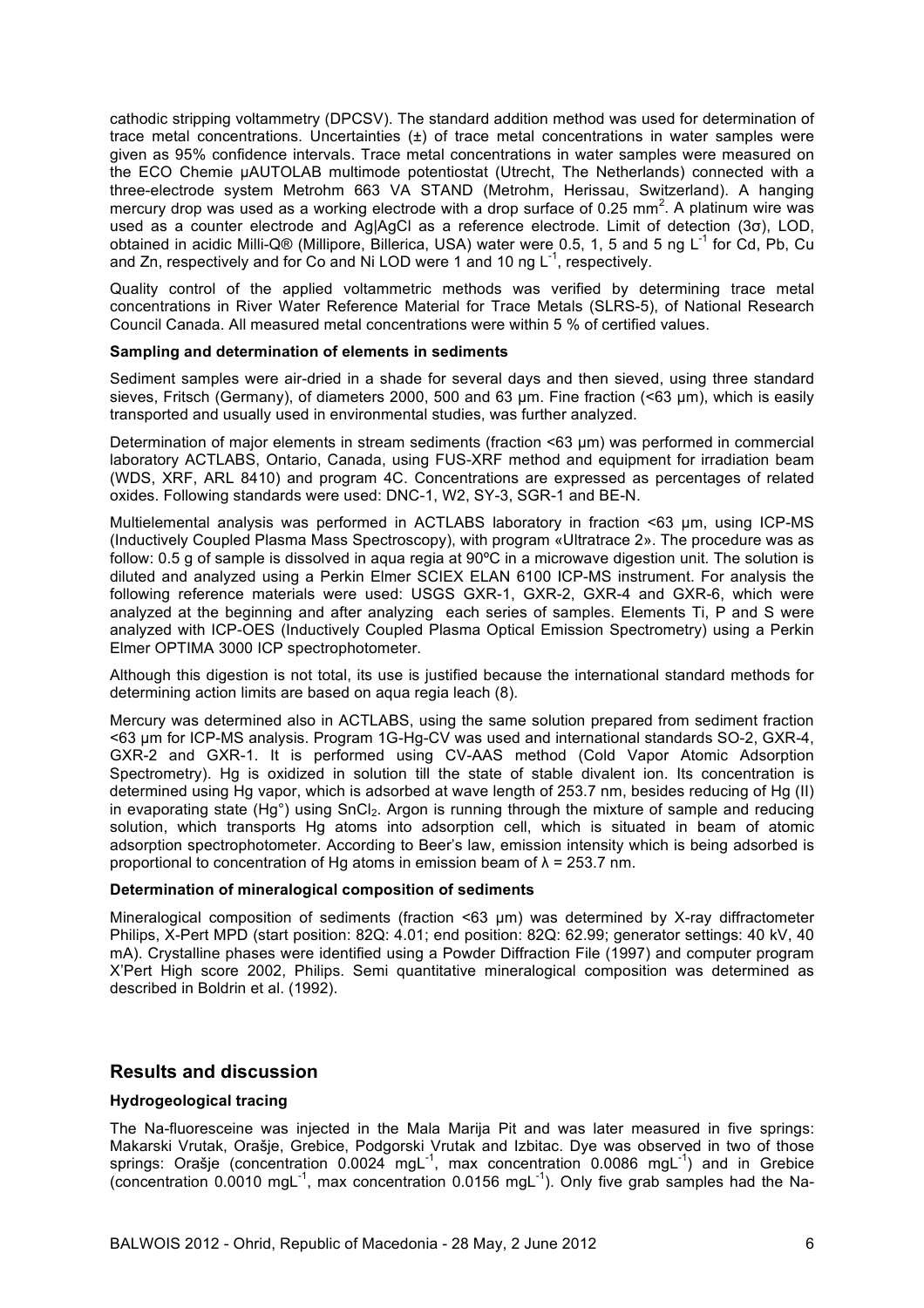cathodic stripping voltammetry (DPCSV). The standard addition method was used for determination of trace metal concentrations. Uncertainties (±) of trace metal concentrations in water samples were given as 95% confidence intervals. Trace metal concentrations in water samples were measured on the ECO Chemie μAUTOLAB multimode potentiostat (Utrecht, The Netherlands) connected with a three-electrode system Metrohm 663 VA STAND (Metrohm, Herissau, Switzerland). A hanging mercury drop was used as a working electrode with a drop surface of 0.25 $mm^2$. A platinum wire was used as a counter electrode and Ag|AgCl as a reference electrode. Limit of detection (3σ), LOD, obtained in acidic Milli-Q® (Millipore, Billerica, USA) water were 0.5, 1, 5 and 5 ng $L^{-1}$ for Cd, Pb, Cu and Zn, respectively and for Co and Ni LOD were 1 and 10 ng $L^{-1}$, respectively.

Quality control of the applied voltammetric methods was verified by determining trace metal concentrations in River Water Reference Material for Trace Metals (SLRS-5), of National Research Council Canada. All measured metal concentrations were within 5 % of certified values.

**Sampling and determination of elements in sediments**

Sediment samples were air-dried in a shade for several days and then sieved, using three standard sieves, Fritsch (Germany), of diameters 2000, 500 and 63 μm. Fine fraction (<63 μm), which is easily transported and usually used in environmental studies, was further analyzed.

Determination of major elements in stream sediments (fraction <63 μm) was performed in commercial laboratory ACTLABS, Ontario, Canada, using FUS-XRF method and equipment for irradiation beam (WDS, XRF, ARL 8410) and program 4C. Concentrations are expressed as percentages of related oxides. Following standards were used: DNC-1, W2, SY-3, SGR-1 and BE-N.

Multielemental analysis was performed in ACTLABS laboratory in fraction <63 μm, using ICP-MS (Inductively Coupled Plasma Mass Spectroscopy), with program «Ultratrace 2». The procedure was as follow: 0.5 g of sample is dissolved in aqua regia at 90ºC in a microwave digestion unit. The solution is diluted and analyzed using a Perkin Elmer SCIEX ELAN 6100 ICP-MS instrument. For analysis the following reference materials were used: USGS GXR-1, GXR-2, GXR-4 and GXR-6, which were analyzed at the beginning and after analyzing each series of samples. Elements Ti, P and S were analyzed with ICP-OES (Inductively Coupled Plasma Optical Emission Spectrometry) using a Perkin Elmer OPTIMA 3000 ICP spectrophotometer.

Although this digestion is not total, its use is justified because the international standard methods for determining action limits are based on aqua regia leach (8).

Mercury was determined also in ACTLABS, using the same solution prepared from sediment fraction <63 μm for ICP-MS analysis. Program 1G-Hg-CV was used and international standards SO-2, GXR-4, GXR-2 and GXR-1. It is performed using CV-AAS method (Cold Vapor Atomic Adsorption Spectrometry). Hg is oxidized in solution till the state of stable divalent ion. Its concentration is determined using Hg vapor, which is adsorbed at wave length of 253.7 nm, besides reducing of Hg (II) in evaporating state (Hg°) using $SnCl_2$. Argon is running through the mixture of sample and reducing solution, which transports Hg atoms into adsorption cell, which is situated in beam of atomic adsorption spectrophotometer. According to Beer's law, emission intensity which is being adsorbed is proportional to concentration of Hg atoms in emission beam of λ = 253.7 nm.

**Determination of mineralogical composition of sediments**

Mineralogical composition of sediments (fraction <63 μm) was determined by X-ray diffractometer Philips, X-Pert MPD (start position: 82Q: 4.01; end position: 82Q: 62.99; generator settings: 40 kV, 40 mA). Crystalline phases were identified using a Powder Diffraction File (1997) and computer program X'Pert High score 2002, Philips. Semi quantitative mineralogical composition was determined as described in Boldrin et al. (1992).

## Results and discussion

**Hydrogeological tracing**

The Na-fluoresceine was injected in the Mala Marija Pit and was later measured in five springs: Makarski Vrutak, Orašje, Grebice, Podgorski Vrutak and Izbitac. Dye was observed in two of those springs: Orašje (concentration 0.0024 $mgL^{-1}$, max concentration 0.0086 $mgL^{-1}$) and in Grebice (concentration 0.0010 $mgL^{-1}$, max concentration 0.0156 $mgL^{-1}$). Only five grab samples had the Na-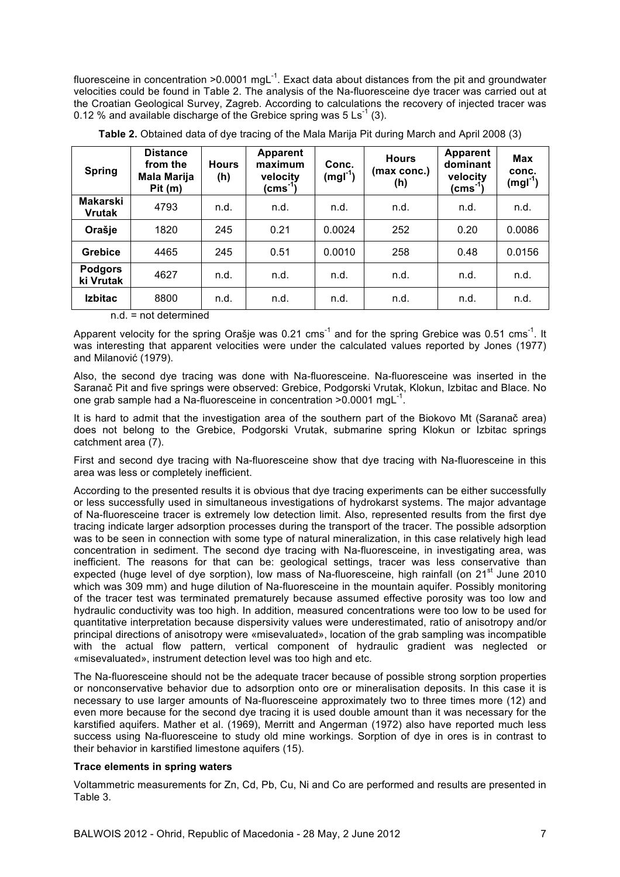fluoresceine in concentration >0.0001 $mgL^{-1}$. Exact data about distances from the pit and groundwater velocities could be found in Table 2. The analysis of the Na-fluoresceine dye tracer was carried out at the Croatian Geological Survey, Zagreb. According to calculations the recovery of injected tracer was 0.12 % and available discharge of the Grebice spring was 5 $Ls^{-1}$ (3).

**Table 2.** Obtained data of dye tracing of the Mala Marija Pit during March and April 2008 (3)

| Spring | Distance from the Mala Marija Pit (m) | Hours (h) | Apparent maximum velocity ($cms^{-1}$) | Conc. ($mgl^{-1}$) | Hours (max conc.) (h) | Apparent dominant velocity ($cms^{-1}$) | Max conc. ($mgl^{-1}$) |
|---|---|---|---|---|---|---|---|
| **Makarski Vrutak** | 4793 | n.d. | n.d. | n.d. | n.d. | n.d. | n.d. |
| **Orašje** | 1820 | 245 | 0.21 | 0.0024 | 252 | 0.20 | 0.0086 |
| **Grebice** | 4465 | 245 | 0.51 | 0.0010 | 258 | 0.48 | 0.0156 |
| **Podgorski Vrutak** | 4627 | n.d. | n.d. | n.d. | n.d. | n.d. | n.d. |
| **Izbitac** | 8800 | n.d. | n.d. | n.d. | n.d. | n.d. | n.d. |

n.d. = not determined

Apparent velocity for the spring Orašje was 0.21 $cms^{-1}$ and for the spring Grebice was 0.51 $cms^{-1}$. It was interesting that apparent velocities were under the calculated values reported by Jones (1977) and Milanović (1979).

Also, the second dye tracing was done with Na-fluoresceine. Na-fluoresceine was inserted in the Saranač Pit and five springs were observed: Grebice, Podgorski Vrutak, Klokun, Izbitac and Blace. No one grab sample had a Na-fluoresceine in concentration >0.0001 $mgL^{-1}$.

It is hard to admit that the investigation area of the southern part of the Biokovo Mt (Saranač area) does not belong to the Grebice, Podgorski Vrutak, submarine spring Klokun or Izbitac springs catchment area (7).

First and second dye tracing with Na-fluoresceine show that dye tracing with Na-fluoresceine in this area was less or completely inefficient.

According to the presented results it is obvious that dye tracing experiments can be either successfully or less successfully used in simultaneous investigations of hydrokarst systems. The major advantage of Na-fluoresceine tracer is extremely low detection limit. Also, represented results from the first dye tracing indicate larger adsorption processes during the transport of the tracer. The possible adsorption was to be seen in connection with some type of natural mineralization, in this case relatively high lead concentration in sediment. The second dye tracing with Na-fluoresceine, in investigating area, was inefficient. The reasons for that can be: geological settings, tracer was less conservative than expected (huge level of dye sorption), low mass of Na-fluoresceine, high rainfall (on 21st June 2010 which was 309 mm) and huge dilution of Na-fluoresceine in the mountain aquifer. Possibly monitoring of the tracer test was terminated prematurely because assumed effective porosity was too low and hydraulic conductivity was too high. In addition, measured concentrations were too low to be used for quantitative interpretation because dispersivity values were underestimated, ratio of anisotropy and/or principal directions of anisotropy were «misevaluated», location of the grab sampling was incompatible with the actual flow pattern, vertical component of hydraulic gradient was neglected or «misevaluated», instrument detection level was too high and etc.

The Na-fluoresceine should not be the adequate tracer because of possible strong sorption properties or nonconservative behavior due to adsorption onto ore or mineralisation deposits. In this case it is necessary to use larger amounts of Na-fluoresceine approximately two to three times more (12) and even more because for the second dye tracing it is used double amount than it was necessary for the karstified aquifers. Mather et al. (1969), Merritt and Angerman (1972) also have reported much less success using Na-fluoresceine to study old mine workings. Sorption of dye in ores is in contrast to their behavior in karstified limestone aquifers (15).

**Trace elements in spring waters**

Voltammetric measurements for Zn, Cd, Pb, Cu, Ni and Co are performed and results are presented in Table 3.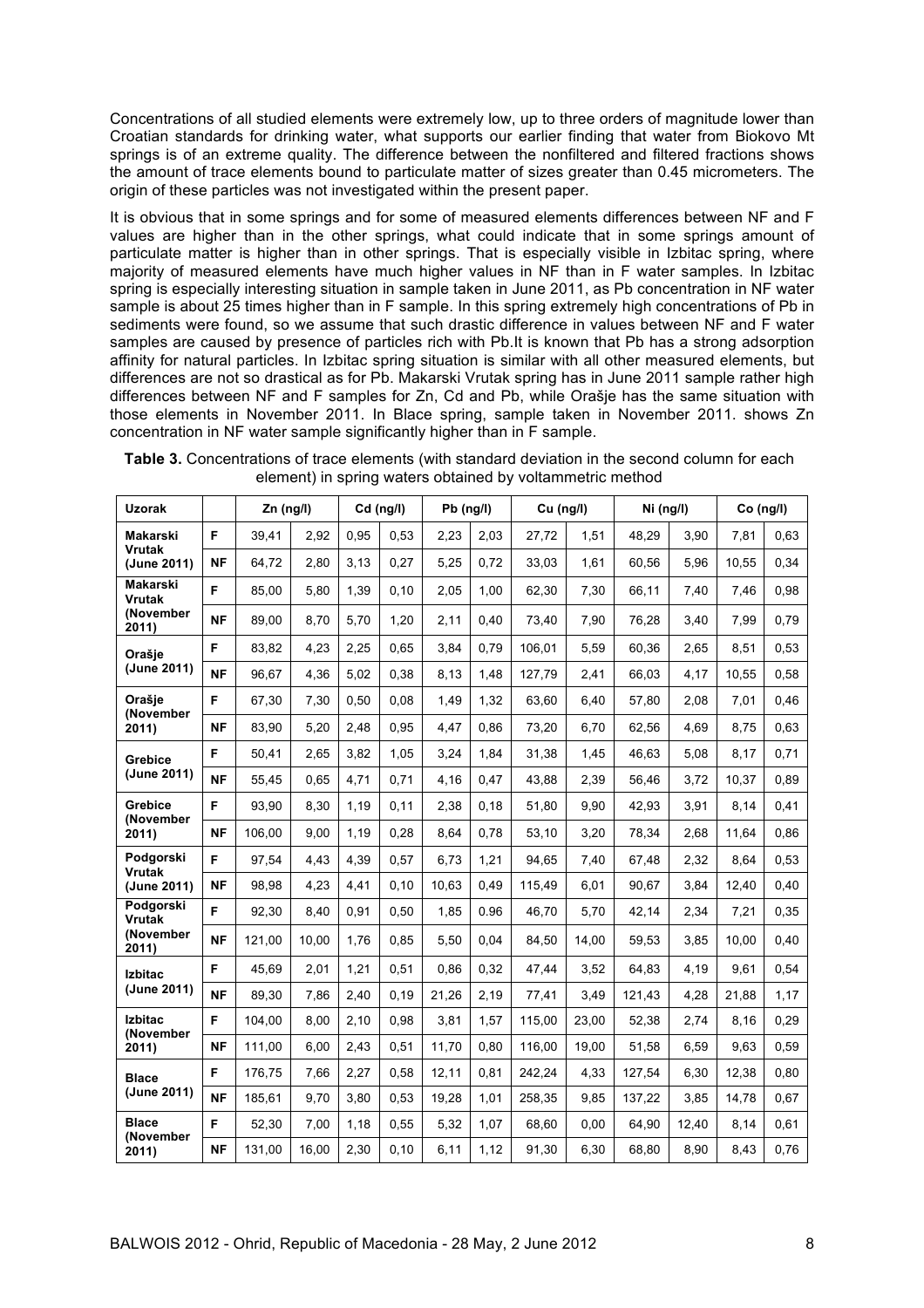Concentrations of all studied elements were extremely low, up to three orders of magnitude lower than Croatian standards for drinking water, what supports our earlier finding that water from Biokovo Mt springs is of an extreme quality. The difference between the nonfiltered and filtered fractions shows the amount of trace elements bound to particulate matter of sizes greater than 0.45 micrometers. The origin of these particles was not investigated within the present paper.

It is obvious that in some springs and for some of measured elements differences between NF and F values are higher than in the other springs, what could indicate that in some springs amount of particulate matter is higher than in other springs. That is especially visible in Izbitac spring, where majority of measured elements have much higher values in NF than in F water samples. In Izbitac spring is especially interesting situation in sample taken in June 2011, as Pb concentration in NF water sample is about 25 times higher than in F sample. In this spring extremely high concentrations of Pb in sediments were found, so we assume that such drastic difference in values between NF and F water samples are caused by presence of particles rich with Pb.It is known that Pb has a strong adsorption affinity for natural particles. In Izbitac spring situation is similar with all other measured elements, but differences are not so drastical as for Pb. Makarski Vrutak spring has in June 2011 sample rather high differences between NF and F samples for Zn, Cd and Pb, while Orašje has the same situation with those elements in November 2011. In Blace spring, sample taken in November 2011. shows Zn concentration in NF water sample significantly higher than in F sample.

**Table 3.** Concentrations of trace elements (with standard deviation in the second column for each element) in spring waters obtained by voltammetric method

| Uzorak | | Zn (ng/l) | | Cd (ng/l) | | Pb (ng/l) | | Cu (ng/l) | | Ni (ng/l) | | Co (ng/l) | |
|---|---|---|---|---|---|---|---|---|---|---|---|---|---|
| Makarski Vrutak (June 2011) | F | 39,41 | 2,92 | 0,95 | 0,53 | 2,23 | 2,03 | 27,72 | 1,51 | 48,29 | 3,90 | 7,81 | 0,63 |
| | NF | 64,72 | 2,80 | 3,13 | 0,27 | 5,25 | 0,72 | 33,03 | 1,61 | 60,56 | 5,96 | 10,55 | 0,34 |
| Makarski Vrutak (November 2011) | F | 85,00 | 5,80 | 1,39 | 0,10 | 2,05 | 1,00 | 62,30 | 7,30 | 66,11 | 7,40 | 7,46 | 0,98 |
| | NF | 89,00 | 8,70 | 5,70 | 1,20 | 2,11 | 0,40 | 73,40 | 7,90 | 76,28 | 3,40 | 7,99 | 0,79 |
| Orašje (June 2011) | F | 83,82 | 4,23 | 2,25 | 0,65 | 3,84 | 0,79 | 106,01 | 5,59 | 60,36 | 2,65 | 8,51 | 0,53 |
| | NF | 96,67 | 4,36 | 5,02 | 0,38 | 8,13 | 1,48 | 127,79 | 2,41 | 66,03 | 4,17 | 10,55 | 0,58 |
| Orašje (November 2011) | F | 67,30 | 7,30 | 0,50 | 0,08 | 1,49 | 1,32 | 63,60 | 6,40 | 57,80 | 2,08 | 7,01 | 0,46 |
| | NF | 83,90 | 5,20 | 2,48 | 0,95 | 4,47 | 0,86 | 73,20 | 6,70 | 62,56 | 4,69 | 8,75 | 0,63 |
| Grebice (June 2011) | F | 50,41 | 2,65 | 3,82 | 1,05 | 3,24 | 1,84 | 31,38 | 1,45 | 46,63 | 5,08 | 8,17 | 0,71 |
| | NF | 55,45 | 0,65 | 4,71 | 0,71 | 4,16 | 0,47 | 43,88 | 2,39 | 56,46 | 3,72 | 10,37 | 0,89 |
| Grebice (November 2011) | F | 93,90 | 8,30 | 1,19 | 0,11 | 2,38 | 0,18 | 51,80 | 9,90 | 42,93 | 3,91 | 8,14 | 0,41 |
| | NF | 106,00 | 9,00 | 1,19 | 0,28 | 8,64 | 0,78 | 53,10 | 3,20 | 78,34 | 2,68 | 11,64 | 0,86 |
| Podgorski Vrutak (June 2011) | F | 97,54 | 4,43 | 4,39 | 0,57 | 6,73 | 1,21 | 94,65 | 7,40 | 67,48 | 2,32 | 8,64 | 0,53 |
| | NF | 98,98 | 4,23 | 4,41 | 0,10 | 10,63 | 0,49 | 115,49 | 6,01 | 90,67 | 3,84 | 12,40 | 0,40 |
| Podgorski Vrutak (November 2011) | F | 92,30 | 8,40 | 0,91 | 0,50 | 1,85 | 0.96 | 46,70 | 5,70 | 42,14 | 2,34 | 7,21 | 0,35 |
| | NF | 121,00 | 10,00 | 1,76 | 0,85 | 5,50 | 0,04 | 84,50 | 14,00 | 59,53 | 3,85 | 10,00 | 0,40 |
| Izbitac (June 2011) | F | 45,69 | 2,01 | 1,21 | 0,51 | 0,86 | 0,32 | 47,44 | 3,52 | 64,83 | 4,19 | 9,61 | 0,54 |
| | NF | 89,30 | 7,86 | 2,40 | 0,19 | 21,26 | 2,19 | 77,41 | 3,49 | 121,43 | 4,28 | 21,88 | 1,17 |
| Izbitac (November 2011) | F | 104,00 | 8,00 | 2,10 | 0,98 | 3,81 | 1,57 | 115,00 | 23,00 | 52,38 | 2,74 | 8,16 | 0,29 |
| | NF | 111,00 | 6,00 | 2,43 | 0,51 | 11,70 | 0,80 | 116,00 | 19,00 | 51,58 | 6,59 | 9,63 | 0,59 |
| Blace (June 2011) | F | 176,75 | 7,66 | 2,27 | 0,58 | 12,11 | 0,81 | 242,24 | 4,33 | 127,54 | 6,30 | 12,38 | 0,80 |
| | NF | 185,61 | 9,70 | 3,80 | 0,53 | 19,28 | 1,01 | 258,35 | 9,85 | 137,22 | 3,85 | 14,78 | 0,67 |
| Blace (November 2011) | F | 52,30 | 7,00 | 1,18 | 0,55 | 5,32 | 1,07 | 68,60 | 0,00 | 64,90 | 12,40 | 8,14 | 0,61 |
| | NF | 131,00 | 16,00 | 2,30 | 0,10 | 6,11 | 1,12 | 91,30 | 6,30 | 68,80 | 8,90 | 8,43 | 0,76 |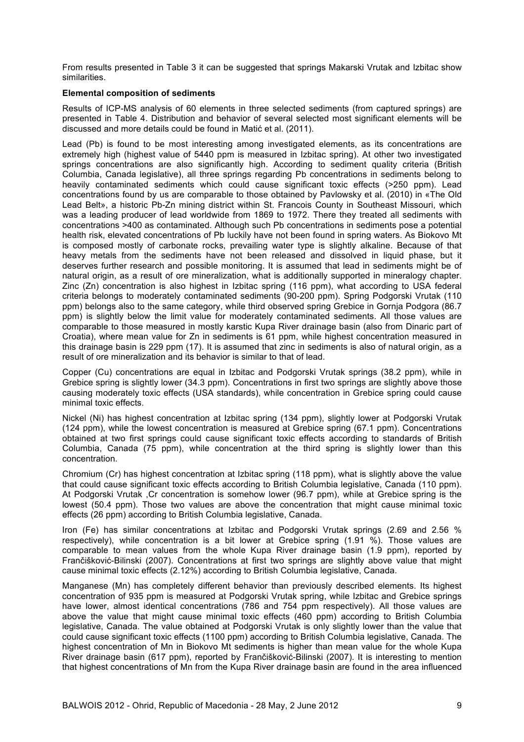From results presented in Table 3 it can be suggested that springs Makarski Vrutak and Izbitac show similarities.

**Elemental composition of sediments**

Results of ICP-MS analysis of 60 elements in three selected sediments (from captured springs) are presented in Table 4. Distribution and behavior of several selected most significant elements will be discussed and more details could be found in Matić et al. (2011).

Lead (Pb) is found to be most interesting among investigated elements, as its concentrations are extremely high (highest value of 5440 ppm is measured in Izbitac spring). At other two investigated springs concentrations are also significantly high. According to sediment quality criteria (British Columbia, Canada legislative), all three springs regarding Pb concentrations in sediments belong to heavily contaminated sediments which could cause significant toxic effects (>250 ppm). Lead concentrations found by us are comparable to those obtained by Pavlowsky et al. (2010) in «The Old Lead Belt», a historic Pb-Zn mining district within St. Francois County in Southeast Missouri, which was a leading producer of lead worldwide from 1869 to 1972. There they treated all sediments with concentrations >400 as contaminated. Although such Pb concentrations in sediments pose a potential health risk, elevated concentrations of Pb luckily have not been found in spring waters. As Biokovo Mt is composed mostly of carbonate rocks, prevailing water type is slightly alkaline. Because of that heavy metals from the sediments have not been released and dissolved in liquid phase, but it deserves further research and possible monitoring. It is assumed that lead in sediments might be of natural origin, as a result of ore mineralization, what is additionally supported in mineralogy chapter. Zinc (Zn) concentration is also highest in Izbitac spring (116 ppm), what according to USA federal criteria belongs to moderately contaminated sediments (90-200 ppm). Spring Podgorski Vrutak (110 ppm) belongs also to the same category, while third observed spring Grebice in Gornja Podgora (86.7 ppm) is slightly below the limit value for moderately contaminated sediments. All those values are comparable to those measured in mostly karstic Kupa River drainage basin (also from Dinaric part of Croatia), where mean value for Zn in sediments is 61 ppm, while highest concentration measured in this drainage basin is 229 ppm (17). It is assumed that zinc in sediments is also of natural origin, as a result of ore mineralization and its behavior is similar to that of lead.

Copper (Cu) concentrations are equal in Izbitac and Podgorski Vrutak springs (38.2 ppm), while in Grebice spring is slightly lower (34.3 ppm). Concentrations in first two springs are slightly above those causing moderately toxic effects (USA standards), while concentration in Grebice spring could cause minimal toxic effects.

Nickel (Ni) has highest concentration at Izbitac spring (134 ppm), slightly lower at Podgorski Vrutak (124 ppm), while the lowest concentration is measured at Grebice spring (67.1 ppm). Concentrations obtained at two first springs could cause significant toxic effects according to standards of British Columbia, Canada (75 ppm), while concentration at the third spring is slightly lower than this concentration.

Chromium (Cr) has highest concentration at Izbitac spring (118 ppm), what is slightly above the value that could cause significant toxic effects according to British Columbia legislative, Canada (110 ppm). At Podgorski Vrutak ,Cr concentration is somehow lower (96.7 ppm), while at Grebice spring is the lowest (50.4 ppm). Those two values are above the concentration that might cause minimal toxic effects (26 ppm) according to British Columbia legislative, Canada.

Iron (Fe) has similar concentrations at Izbitac and Podgorski Vrutak springs (2.69 and 2.56 % respectively), while concentration is a bit lower at Grebice spring (1.91 %). Those values are comparable to mean values from the whole Kupa River drainage basin (1.9 ppm), reported by Frančišković-Bilinski (2007). Concentrations at first two springs are slightly above value that might cause minimal toxic effects (2.12%) according to British Columbia legislative, Canada.

Manganese (Mn) has completely different behavior than previously described elements. Its highest concentration of 935 ppm is measured at Podgorski Vrutak spring, while Izbitac and Grebice springs have lower, almost identical concentrations (786 and 754 ppm respectively). All those values are above the value that might cause minimal toxic effects (460 ppm) according to British Columbia legislative, Canada. The value obtained at Podgorski Vrutak is only slightly lower than the value that could cause significant toxic effects (1100 ppm) according to British Columbia legislative, Canada. The highest concentration of Mn in Biokovo Mt sediments is higher than mean value for the whole Kupa River drainage basin (617 ppm), reported by Frančišković-Bilinski (2007). It is interesting to mention that highest concentrations of Mn from the Kupa River drainage basin are found in the area influenced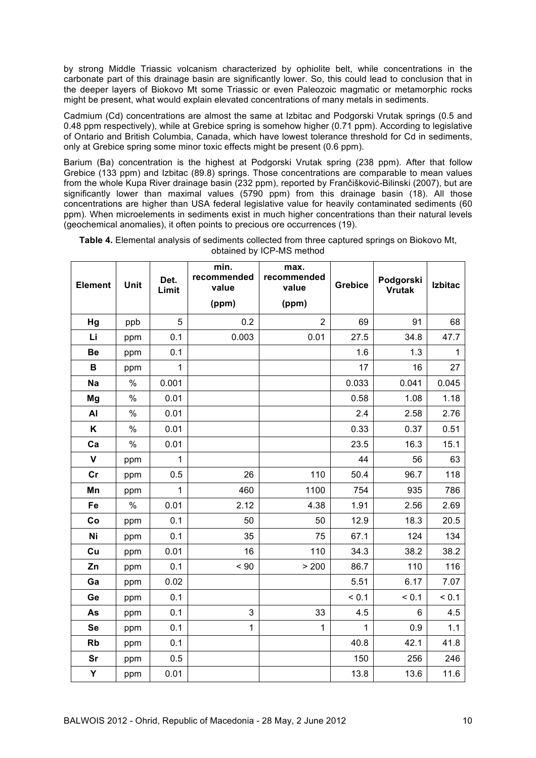by strong Middle Triassic volcanism characterized by ophiolite belt, while concentrations in the carbonate part of this drainage basin are significantly lower. So, this could lead to conclusion that in the deeper layers of Biokovo Mt some Triassic or even Paleozoic magmatic or metamorphic rocks might be present, what would explain elevated concentrations of many metals in sediments.

Cadmium (Cd) concentrations are almost the same at Izbitac and Podgorski Vrutak springs (0.5 and 0.48 ppm respectively), while at Grebice spring is somehow higher (0.71 ppm). According to legislative of Ontario and British Columbia, Canada, which have lowest tolerance threshold for Cd in sediments, only at Grebice spring some minor toxic effects might be present (0.6 ppm).

Barium (Ba) concentration is the highest at Podgorski Vrutak spring (238 ppm). After that follow Grebice (133 ppm) and Izbitac (89.8) springs. Those concentrations are comparable to mean values from the whole Kupa River drainage basin (232 ppm), reported by Frančišković-Bilinski (2007), but are significantly lower than maximal values (5790 ppm) from this drainage basin (18). All those concentrations are higher than USA federal legislative value for heavily contaminated sediments (60 ppm). When microelements in sediments exist in much higher concentrations than their natural levels (geochemical anomalies), it often points to precious ore occurrences (19).

**Table 4.** Elemental analysis of sediments collected from three captured springs on Biokovo Mt, obtained by ICP-MS method

| Element | Unit | Det. Limit | min. recommended value (ppm) | max. recommended value (ppm) | Grebice | Podgorski Vrutak | Izbitac |
|---|---|---|---|---|---|---|---|
| Hg | ppb | 5 | 0.2 | 2 | 69 | 91 | 68 |
| Li | ppm | 0.1 | 0.003 | 0.01 | 27.5 | 34.8 | 47.7 |
| Be | ppm | 0.1 | | | 1.6 | 1.3 | 1 |
| B | ppm | 1 | | | 17 | 16 | 27 |
| Na | % | 0.001 | | | 0.033 | 0.041 | 0.045 |
| Mg | % | 0.01 | | | 0.58 | 1.08 | 1.18 |
| Al | % | 0.01 | | | 2.4 | 2.58 | 2.76 |
| K | % | 0.01 | | | 0.33 | 0.37 | 0.51 |
| Ca | % | 0.01 | | | 23.5 | 16.3 | 15.1 |
| V | ppm | 1 | | | 44 | 56 | 63 |
| Cr | ppm | 0.5 | 26 | 110 | 50.4 | 96.7 | 118 |
| Mn | ppm | 1 | 460 | 1100 | 754 | 935 | 786 |
| Fe | % | 0.01 | 2.12 | 4.38 | 1.91 | 2.56 | 2.69 |
| Co | ppm | 0.1 | 50 | 50 | 12.9 | 18.3 | 20.5 |
| Ni | ppm | 0.1 | 35 | 75 | 67.1 | 124 | 134 |
| Cu | ppm | 0.01 | 16 | 110 | 34.3 | 38.2 | 38.2 |
| Zn | ppm | 0.1 | < 90 | > 200 | 86.7 | 110 | 116 |
| Ga | ppm | 0.02 | | | 5.51 | 6.17 | 7.07 |
| Ge | ppm | 0.1 | | | < 0.1 | < 0.1 | < 0.1 |
| As | ppm | 0.1 | 3 | 33 | 4.5 | 6 | 4.5 |
| Se | ppm | 0.1 | 1 | 1 | 1 | 0.9 | 1.1 |
| Rb | ppm | 0.1 | | | 40.8 | 42.1 | 41.8 |
| Sr | ppm | 0.5 | | | 150 | 256 | 246 |
| Y | ppm | 0.01 | | | 13.8 | 13.6 | 11.6 |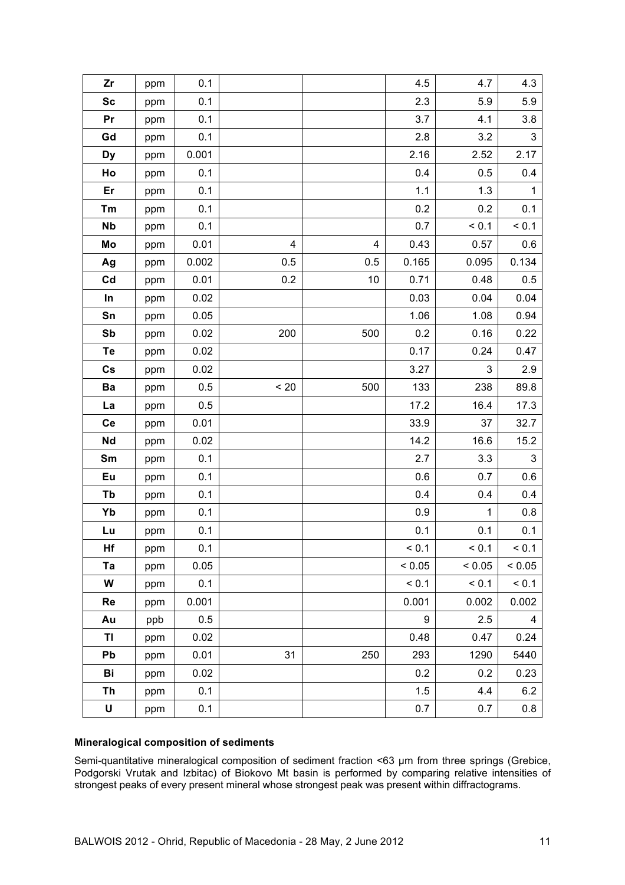| Zr | ppm | 0.1 | | | 4.5 | 4.7 | 4.3 |
|---|---|---|---|---|---|---|---|
| Sc | ppm | 0.1 | | | 2.3 | 5.9 | 5.9 |
| Pr | ppm | 0.1 | | | 3.7 | 4.1 | 3.8 |
| Gd | ppm | 0.1 | | | 2.8 | 3.2 | 3 |
| Dy | ppm | 0.001 | | | 2.16 | 2.52 | 2.17 |
| Ho | ppm | 0.1 | | | 0.4 | 0.5 | 0.4 |
| Er | ppm | 0.1 | | | 1.1 | 1.3 | 1 |
| Tm | ppm | 0.1 | | | 0.2 | 0.2 | 0.1 |
| Nb | ppm | 0.1 | | | 0.7 | < 0.1 | < 0.1 |
| Mo | ppm | 0.01 | 4 | 4 | 0.43 | 0.57 | 0.6 |
| Ag | ppm | 0.002 | 0.5 | 0.5 | 0.165 | 0.095 | 0.134 |
| Cd | ppm | 0.01 | 0.2 | 10 | 0.71 | 0.48 | 0.5 |
| In | ppm | 0.02 | | | 0.03 | 0.04 | 0.04 |
| Sn | ppm | 0.05 | | | 1.06 | 1.08 | 0.94 |
| Sb | ppm | 0.02 | 200 | 500 | 0.2 | 0.16 | 0.22 |
| Te | ppm | 0.02 | | | 0.17 | 0.24 | 0.47 |
| Cs | ppm | 0.02 | | | 3.27 | 3 | 2.9 |
| Ba | ppm | 0.5 | < 20 | 500 | 133 | 238 | 89.8 |
| La | ppm | 0.5 | | | 17.2 | 16.4 | 17.3 |
| Ce | ppm | 0.01 | | | 33.9 | 37 | 32.7 |
| Nd | ppm | 0.02 | | | 14.2 | 16.6 | 15.2 |
| Sm | ppm | 0.1 | | | 2.7 | 3.3 | 3 |
| Eu | ppm | 0.1 | | | 0.6 | 0.7 | 0.6 |
| Tb | ppm | 0.1 | | | 0.4 | 0.4 | 0.4 |
| Yb | ppm | 0.1 | | | 0.9 | 1 | 0.8 |
| Lu | ppm | 0.1 | | | 0.1 | 0.1 | 0.1 |
| Hf | ppm | 0.1 | | | < 0.1 | < 0.1 | < 0.1 |
| Ta | ppm | 0.05 | | | < 0.05 | < 0.05 | < 0.05 |
| W | ppm | 0.1 | | | < 0.1 | < 0.1 | < 0.1 |
| Re | ppm | 0.001 | | | 0.001 | 0.002 | 0.002 |
| Au | ppb | 0.5 | | | 9 | 2.5 | 4 |
| Tl | ppm | 0.02 | | | 0.48 | 0.47 | 0.24 |
| Pb | ppm | 0.01 | 31 | 250 | 293 | 1290 | 5440 |
| Bi | ppm | 0.02 | | | 0.2 | 0.2 | 0.23 |
| Th | ppm | 0.1 | | | 1.5 | 4.4 | 6.2 |
| U | ppm | 0.1 | | | 0.7 | 0.7 | 0.8 |

**Mineralogical composition of sediments**

Semi-quantitative mineralogical composition of sediment fraction <63 µm from three springs (Grebice, Podgorski Vrutak and Izbitac) of Biokovo Mt basin is performed by comparing relative intensities of strongest peaks of every present mineral whose strongest peak was present within diffractograms.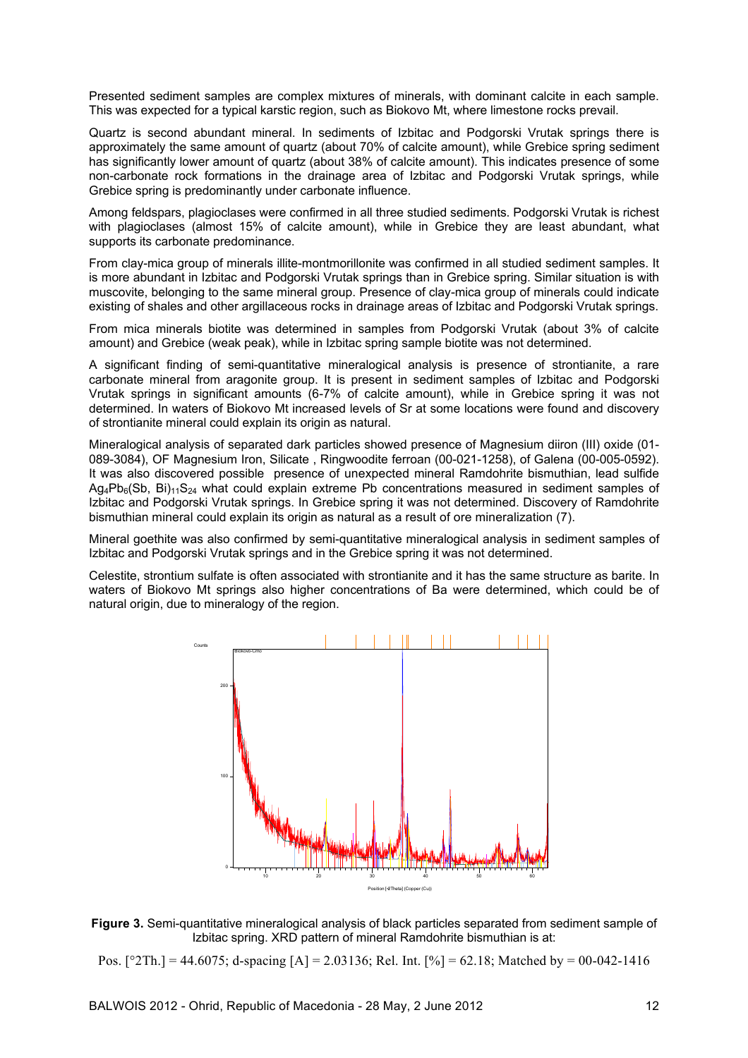Presented sediment samples are complex mixtures of minerals, with dominant calcite in each sample. This was expected for a typical karstic region, such as Biokovo Mt, where limestone rocks prevail.

Quartz is second abundant mineral. In sediments of Izbitac and Podgorski Vrutak springs there is approximately the same amount of quartz (about 70% of calcite amount), while Grebice spring sediment has significantly lower amount of quartz (about 38% of calcite amount). This indicates presence of some non-carbonate rock formations in the drainage area of Izbitac and Podgorski Vrutak springs, while Grebice spring is predominantly under carbonate influence.

Among feldspars, plagioclases were confirmed in all three studied sediments. Podgorski Vrutak is richest with plagioclases (almost 15% of calcite amount), while in Grebice they are least abundant, what supports its carbonate predominance.

From clay-mica group of minerals illite-montmorillonite was confirmed in all studied sediment samples. It is more abundant in Izbitac and Podgorski Vrutak springs than in Grebice spring. Similar situation is with muscovite, belonging to the same mineral group. Presence of clay-mica group of minerals could indicate existing of shales and other argillaceous rocks in drainage areas of Izbitac and Podgorski Vrutak springs.

From mica minerals biotite was determined in samples from Podgorski Vrutak (about 3% of calcite amount) and Grebice (weak peak), while in Izbitac spring sample biotite was not determined.

A significant finding of semi-quantitative mineralogical analysis is presence of strontianite, a rare carbonate mineral from aragonite group. It is present in sediment samples of Izbitac and Podgorski Vrutak springs in significant amounts (6-7% of calcite amount), while in Grebice spring it was not determined. In waters of Biokovo Mt increased levels of Sr at some locations were found and discovery of strontianite mineral could explain its origin as natural.

Mineralogical analysis of separated dark particles showed presence of Magnesium diiron (III) oxide (01-089-3084), OF Magnesium Iron, Silicate , Ringwoodite ferroan (00-021-1258), of Galena (00-005-0592). It was also discovered possible presence of unexpected mineral Ramdohrite bismuthian, lead sulfide $Ag_4Pb_6(Sb, Bi)_{11}S_{24}$ what could explain extreme Pb concentrations measured in sediment samples of Izbitac and Podgorski Vrutak springs. In Grebice spring it was not determined. Discovery of Ramdohrite bismuthian mineral could explain its origin as natural as a result of ore mineralization (7).

Mineral goethite was also confirmed by semi-quantitative mineralogical analysis in sediment samples of Izbitac and Podgorski Vrutak springs and in the Grebice spring it was not determined.

Celestite, strontium sulfate is often associated with strontianite and it has the same structure as barite. In waters of Biokovo Mt springs also higher concentrations of Ba were determined, which could be of natural origin, due to mineralogy of the region.

**Figure 3.** Semi-quantitative mineralogical analysis of black particles separated from sediment sample of Izbitac spring. XRD pattern of mineral Ramdohrite bismuthian is at:

Pos. [°2Th.] = 44.6075; d-spacing [A] = 2.03136; Rel. Int. [%] = 62.18; Matched by = 00-042-1416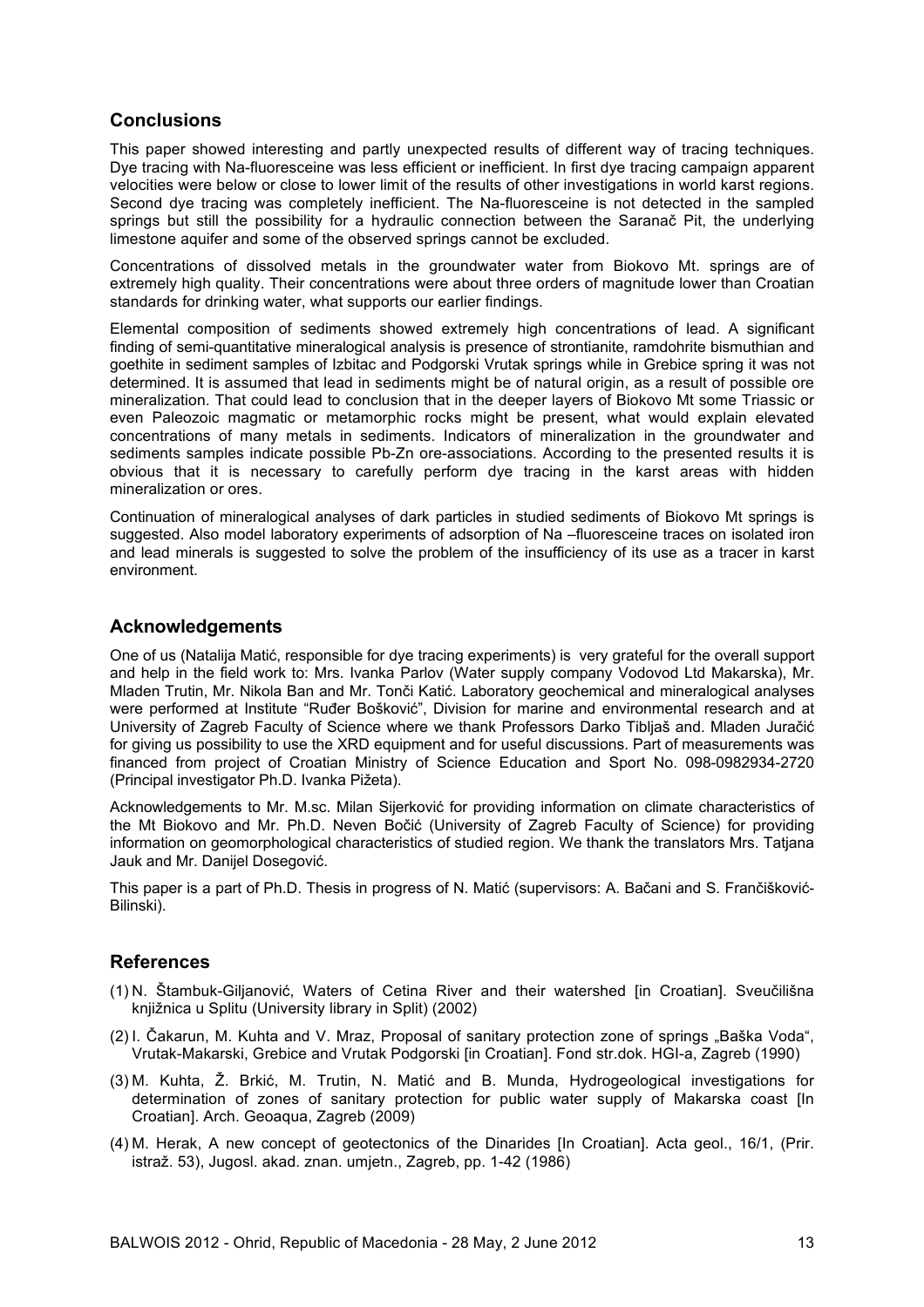## Conclusions

This paper showed interesting and partly unexpected results of different way of tracing techniques. Dye tracing with Na-fluoresceine was less efficient or inefficient. In first dye tracing campaign apparent velocities were below or close to lower limit of the results of other investigations in world karst regions. Second dye tracing was completely inefficient. The Na-fluoresceine is not detected in the sampled springs but still the possibility for a hydraulic connection between the Saranač Pit, the underlying limestone aquifer and some of the observed springs cannot be excluded.

Concentrations of dissolved metals in the groundwater water from Biokovo Mt. springs are of extremely high quality. Their concentrations were about three orders of magnitude lower than Croatian standards for drinking water, what supports our earlier findings.

Elemental composition of sediments showed extremely high concentrations of lead. A significant finding of semi-quantitative mineralogical analysis is presence of strontianite, ramdohrite bismuthian and goethite in sediment samples of Izbitac and Podgorski Vrutak springs while in Grebice spring it was not determined. It is assumed that lead in sediments might be of natural origin, as a result of possible ore mineralization. That could lead to conclusion that in the deeper layers of Biokovo Mt some Triassic or even Paleozoic magmatic or metamorphic rocks might be present, what would explain elevated concentrations of many metals in sediments. Indicators of mineralization in the groundwater and sediments samples indicate possible Pb-Zn ore-associations. According to the presented results it is obvious that it is necessary to carefully perform dye tracing in the karst areas with hidden mineralization or ores.

Continuation of mineralogical analyses of dark particles in studied sediments of Biokovo Mt springs is suggested. Also model laboratory experiments of adsorption of Na –fluoresceine traces on isolated iron and lead minerals is suggested to solve the problem of the insufficiency of its use as a tracer in karst environment.

## Acknowledgements

One of us (Natalija Matić, responsible for dye tracing experiments) is very grateful for the overall support and help in the field work to: Mrs. Ivanka Parlov (Water supply company Vodovod Ltd Makarska), Mr. Mladen Trutin, Mr. Nikola Ban and Mr. Tonči Katić. Laboratory geochemical and mineralogical analyses were performed at Institute "Ruđer Bošković", Division for marine and environmental research and at University of Zagreb Faculty of Science where we thank Professors Darko Tibljaš and. Mladen Juračić for giving us possibility to use the XRD equipment and for useful discussions. Part of measurements was financed from project of Croatian Ministry of Science Education and Sport No. 098-0982934-2720 (Principal investigator Ph.D. Ivanka Pižeta).

Acknowledgements to Mr. M.sc. Milan Sijerković for providing information on climate characteristics of the Mt Biokovo and Mr. Ph.D. Neven Bočić (University of Zagreb Faculty of Science) for providing information on geomorphological characteristics of studied region. We thank the translators Mrs. Tatjana Jauk and Mr. Danijel Dosegović.

This paper is a part of Ph.D. Thesis in progress of N. Matić (supervisors: A. Bačani and S. Frančišković-Bilinski).

## References

(1) N. Štambuk-Giljanović, Waters of Cetina River and their watershed [in Croatian]. Sveučilišna knjižnica u Splitu (University library in Split) (2002)

(2) I. Čakarun, M. Kuhta and V. Mraz, Proposal of sanitary protection zone of springs „Baška Voda", Vrutak-Makarski, Grebice and Vrutak Podgorski [in Croatian]. Fond str.dok. HGI-a, Zagreb (1990)

(3) M. Kuhta, Ž. Brkić, M. Trutin, N. Matić and B. Munda, Hydrogeological investigations for determination of zones of sanitary protection for public water supply of Makarska coast [In Croatian]. Arch. Geoaqua, Zagreb (2009)

(4) M. Herak, A new concept of geotectonics of the Dinarides [In Croatian]. Acta geol., 16/1, (Prir. istraž. 53), Jugosl. akad. znan. umjetn., Zagreb, pp. 1-42 (1986)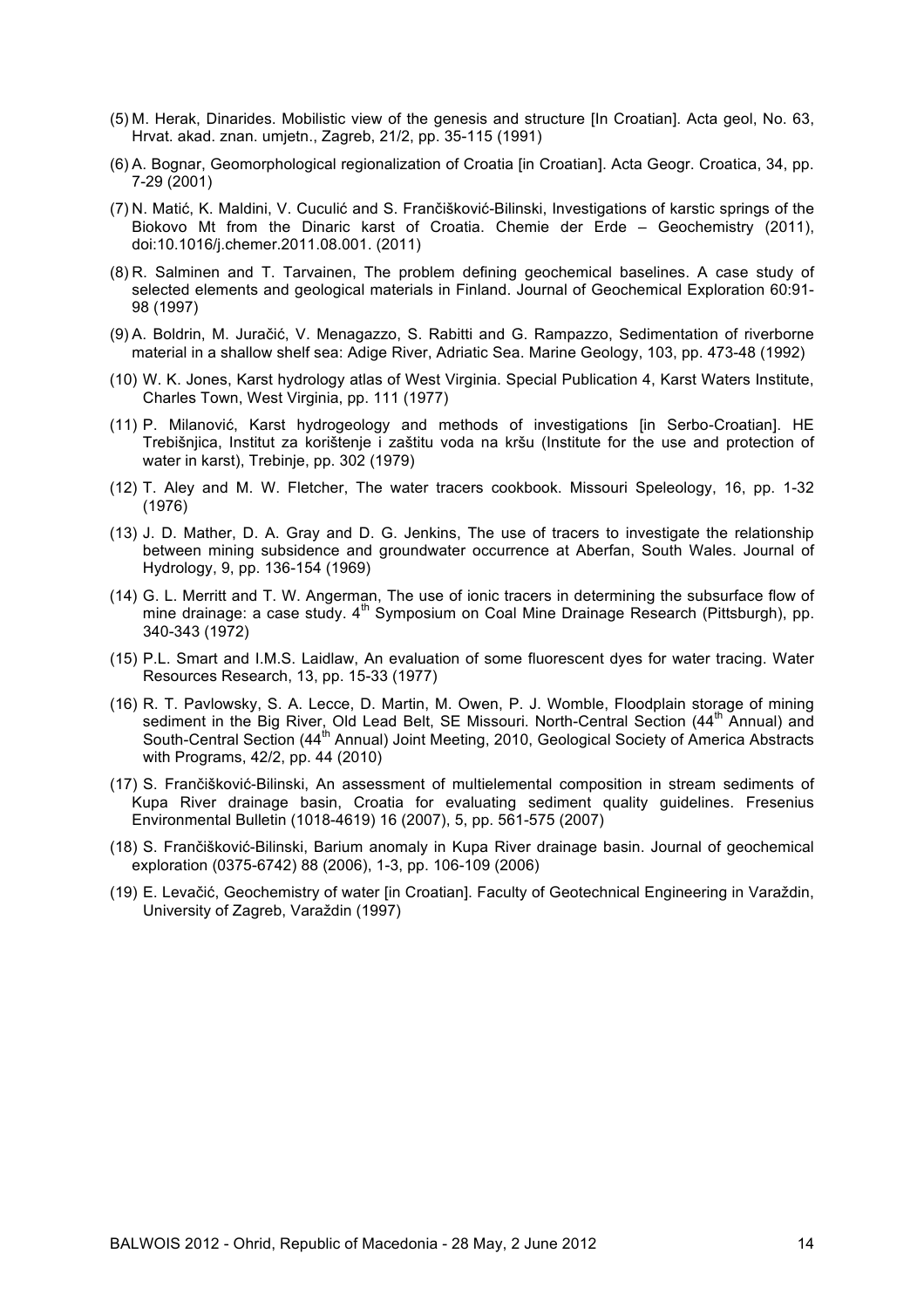(5) M. Herak, Dinarides. Mobilistic view of the genesis and structure [In Croatian]. Acta geol, No. 63, Hrvat. akad. znan. umjetn., Zagreb, 21/2, pp. 35-115 (1991)

(6) A. Bognar, Geomorphological regionalization of Croatia [in Croatian]. Acta Geogr. Croatica, 34, pp. 7-29 (2001)

(7) N. Matić, K. Maldini, V. Cuculić and S. Frančišković-Bilinski, Investigations of karstic springs of the Biokovo Mt from the Dinaric karst of Croatia. Chemie der Erde – Geochemistry (2011), doi:10.1016/j.chemer.2011.08.001. (2011)

(8) R. Salminen and T. Tarvainen, The problem defining geochemical baselines. A case study of selected elements and geological materials in Finland. Journal of Geochemical Exploration 60:91-98 (1997)

(9) A. Boldrin, M. Juračić, V. Menagazzo, S. Rabitti and G. Rampazzo, Sedimentation of riverborne material in a shallow shelf sea: Adige River, Adriatic Sea. Marine Geology, 103, pp. 473-48 (1992)

(10) W. K. Jones, Karst hydrology atlas of West Virginia. Special Publication 4, Karst Waters Institute, Charles Town, West Virginia, pp. 111 (1977)

(11) P. Milanović, Karst hydrogeology and methods of investigations [in Serbo-Croatian]. HE Trebišnjica, Institut za korištenje i zaštitu voda na kršu (Institute for the use and protection of water in karst), Trebinje, pp. 302 (1979)

(12) T. Aley and M. W. Fletcher, The water tracers cookbook. Missouri Speleology, 16, pp. 1-32 (1976)

(13) J. D. Mather, D. A. Gray and D. G. Jenkins, The use of tracers to investigate the relationship between mining subsidence and groundwater occurrence at Aberfan, South Wales. Journal of Hydrology, 9, pp. 136-154 (1969)

(14) G. L. Merritt and T. W. Angerman, The use of ionic tracers in determining the subsurface flow of mine drainage: a case study. 4th Symposium on Coal Mine Drainage Research (Pittsburgh), pp. 340-343 (1972)

(15) P.L. Smart and I.M.S. Laidlaw, An evaluation of some fluorescent dyes for water tracing. Water Resources Research, 13, pp. 15-33 (1977)

(16) R. T. Pavlowsky, S. A. Lecce, D. Martin, M. Owen, P. J. Womble, Floodplain storage of mining sediment in the Big River, Old Lead Belt, SE Missouri. North-Central Section (44th Annual) and South-Central Section (44th Annual) Joint Meeting, 2010, Geological Society of America Abstracts with Programs, 42/2, pp. 44 (2010)

(17) S. Frančišković-Bilinski, An assessment of multielemental composition in stream sediments of Kupa River drainage basin, Croatia for evaluating sediment quality guidelines. Fresenius Environmental Bulletin (1018-4619) 16 (2007), 5, pp. 561-575 (2007)

(18) S. Frančišković-Bilinski, Barium anomaly in Kupa River drainage basin. Journal of geochemical exploration (0375-6742) 88 (2006), 1-3, pp. 106-109 (2006)

(19) E. Levačić, Geochemistry of water [in Croatian]. Faculty of Geotechnical Engineering in Varaždin, University of Zagreb, Varaždin (1997)